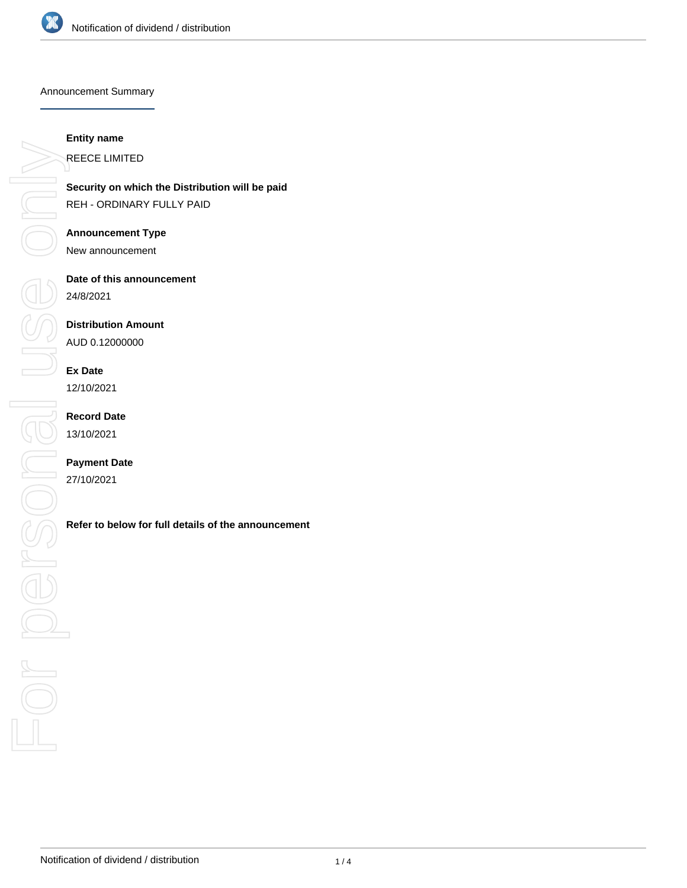## Announcement Summary

**Entity name**

REECE LIMITED

**Security on which the Distribution will be paid**

REH - ORDINARY FULLY PAID

**Announcement Type**

New announcement

**Date of this announcement**

24/8/2021

**Distribution Amount**

AUD 0.12000000

**Ex Date**

12/10/2021

**Record Date**

13/10/2021

**Payment Date**

27/10/2021

**Refer to below for full details of the announcement**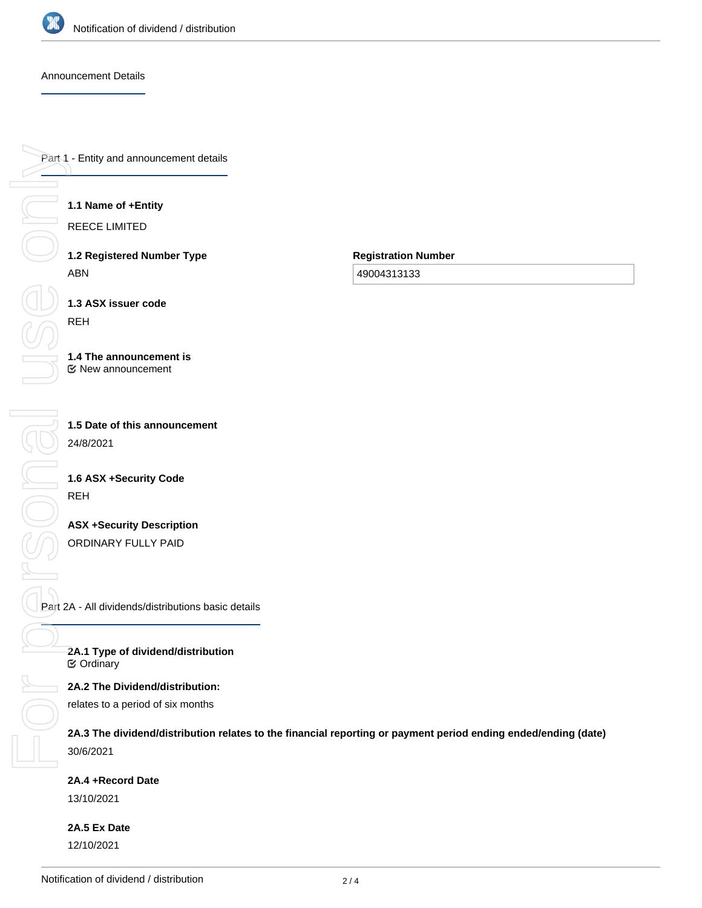## Announcement Details

### Part 1 - Entity and announcement details

**1.1 Name of +Entity**

REECE LIMITED

**1.2 Registered Number Type**

ABN

**Registration Number**

49004313133

**1.3 ASX issuer code**

REH

**1.4 The announcement is**

☑ New announcement

**1.5 Date of this announcement**

24/8/2021

**1.6 ASX +Security Code**

REH

**ASX +Security Description**

ORDINARY FULLY PAID

### Part 2A - All dividends/distributions basic details

**2A.1 Type of dividend/distribution**

☑ Ordinary

**2A.2 The Dividend/distribution:**

relates to a period of six months

**2A.3 The dividend/distribution relates to the financial reporting or payment period ending ended/ending (date)**

30/6/2021

**2A.4 +Record Date**

13/10/2021

**2A.5 Ex Date**

12/10/2021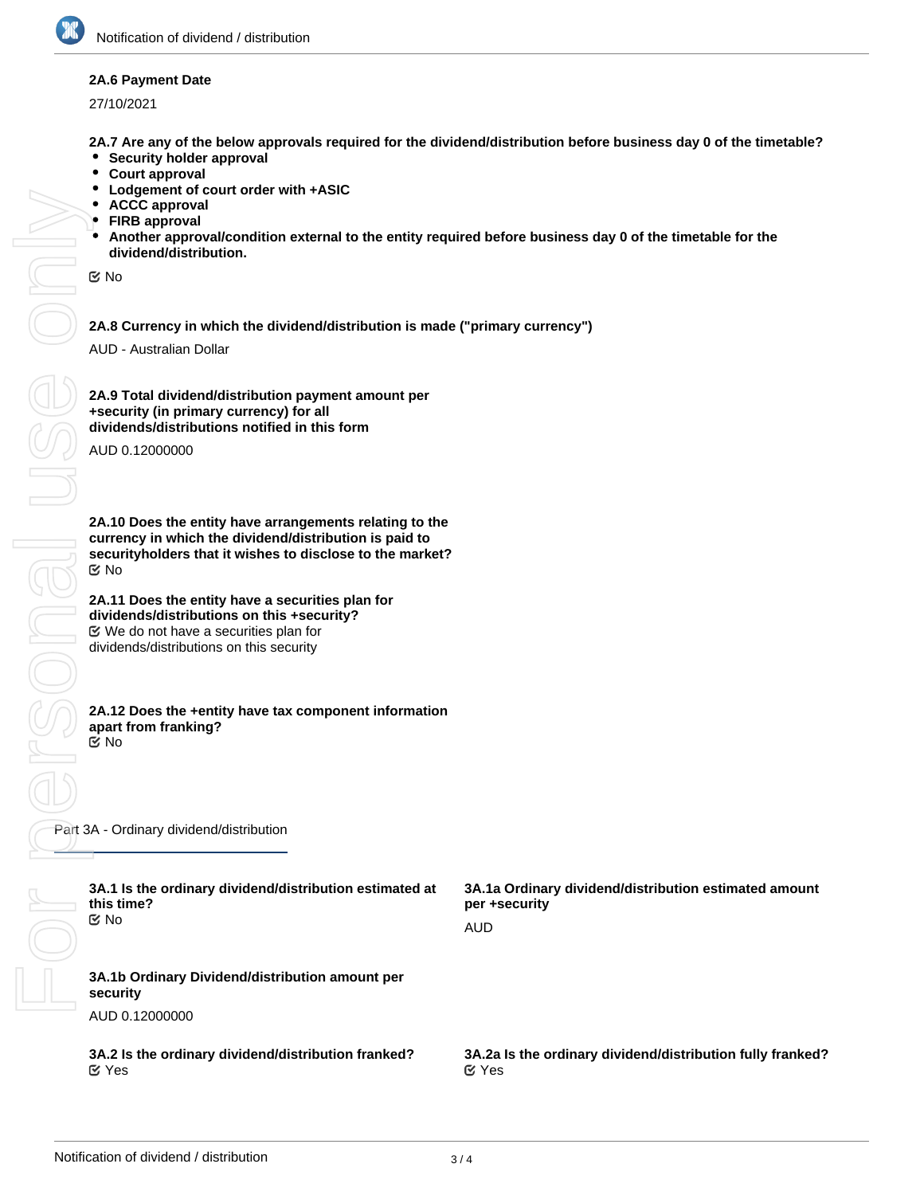**2A.6 Payment Date**

27/10/2021

**2A.7 Are any of the below approvals required for the dividend/distribution before business day 0 of the timetable?**

- **Security holder approval**
- **Court approval**
- **Lodgement of court order with +ASIC**
- **ACCC approval**
- **FIRB approval**
- **Another approval/condition external to the entity required before business day 0 of the timetable for the dividend/distribution.**

☑ No

**2A.8 Currency in which the dividend/distribution is made ("primary currency")**

AUD - Australian Dollar

**2A.9 Total dividend/distribution payment amount per +security (in primary currency) for all dividends/distributions notified in this form**

AUD 0.12000000

**2A.10 Does the entity have arrangements relating to the currency in which the dividend/distribution is paid to securityholders that it wishes to disclose to the market?**

☑ No

**2A.11 Does the entity have a securities plan for dividends/distributions on this +security?**

☑ We do not have a securities plan for dividends/distributions on this security

**2A.12 Does the +entity have tax component information apart from franking?**

☑ No

## Part 3A - Ordinary dividend/distribution

**3A.1 Is the ordinary dividend/distribution estimated at this time?**

☑ No

**3A.1a Ordinary dividend/distribution estimated amount per +security**

AUD

**3A.1b Ordinary Dividend/distribution amount per security**

AUD 0.12000000

**3A.2 Is the ordinary dividend/distribution franked?**

☑ Yes

**3A.2a Is the ordinary dividend/distribution fully franked?**

☑ Yes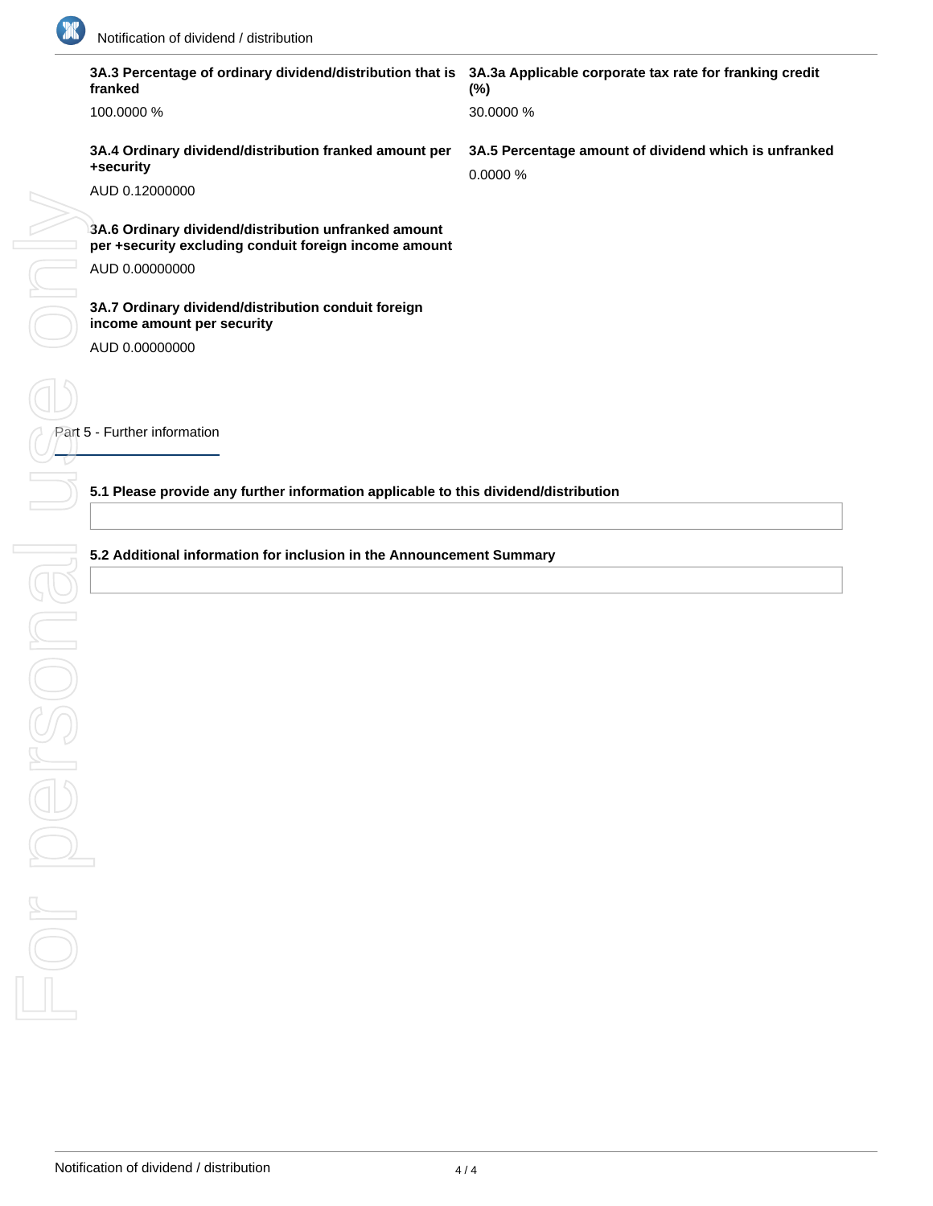**3A.3 Percentage of ordinary dividend/distribution that is franked**

100.0000 %

**3A.3a Applicable corporate tax rate for franking credit (%)**

30.0000 %

**3A.4 Ordinary dividend/distribution franked amount per +security**

AUD 0.12000000

**3A.5 Percentage amount of dividend which is unfranked**

0.0000 %

**3A.6 Ordinary dividend/distribution unfranked amount per +security excluding conduit foreign income amount**

AUD 0.00000000

**3A.7 Ordinary dividend/distribution conduit foreign income amount per security**

AUD 0.00000000

## Part 5 - Further information

**5.1 Please provide any further information applicable to this dividend/distribution**

**5.2 Additional information for inclusion in the Announcement Summary**